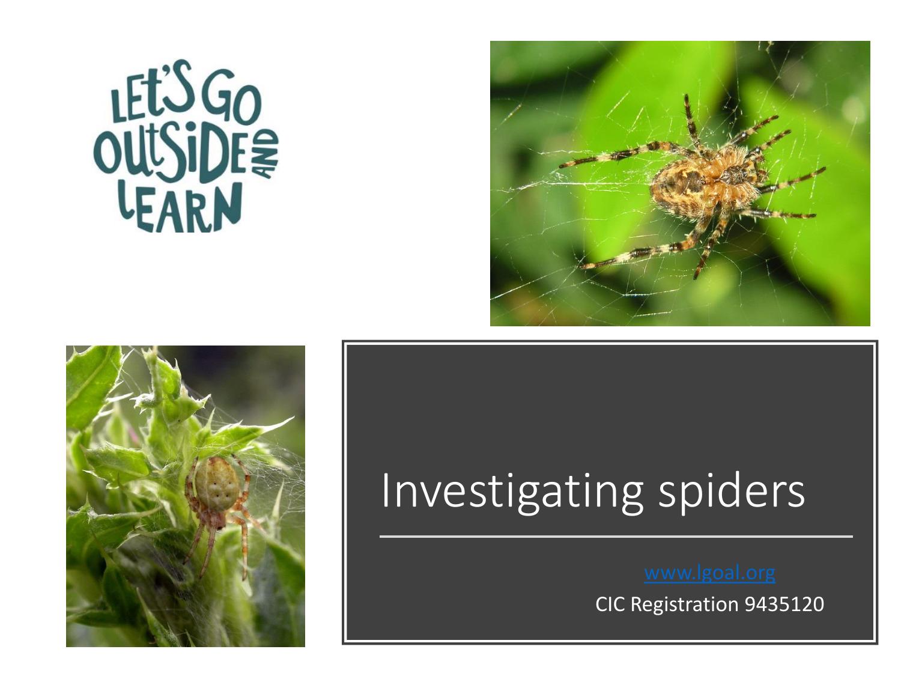# Investigating spiders

www.lgoal.org

CIC Registration 9435120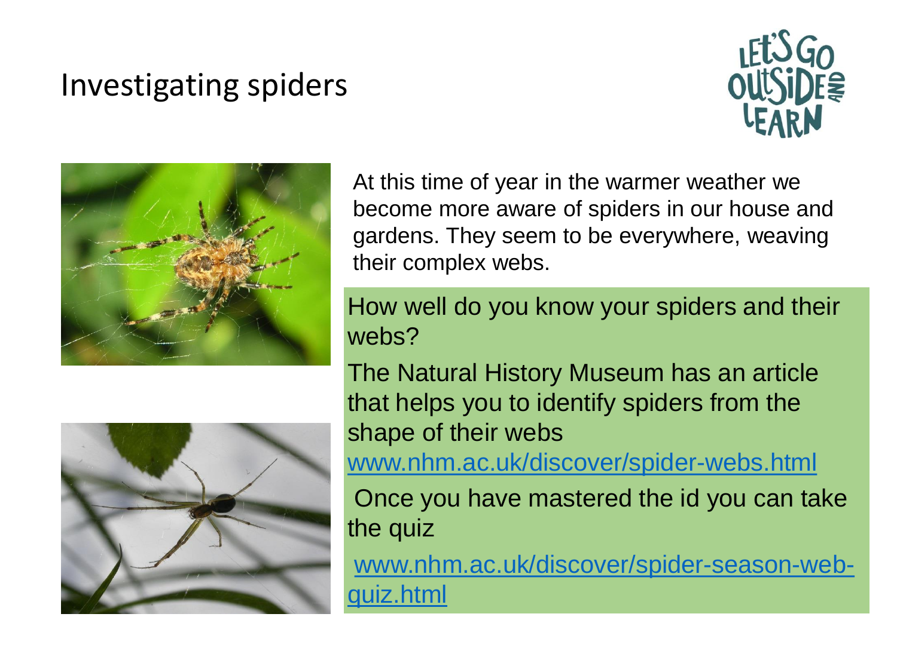# Investigating spiders

At this time of year in the warmer weather we become more aware of spiders in our house and gardens. They seem to be everywhere, weaving their complex webs.

How well do you know your spiders and their webs?

The Natural History Museum has an article that helps you to identify spiders from the shape of their webs

[www.nhm.ac.uk/discover/spider-webs.html](http://www.nhm.ac.uk/discover/spider-webs.html)

Once you have mastered the id you can take the quiz

[www.nhm.ac.uk/discover/spider-season-web-quiz.html](http://www.nhm.ac.uk/discover/spider-season-web-quiz.html)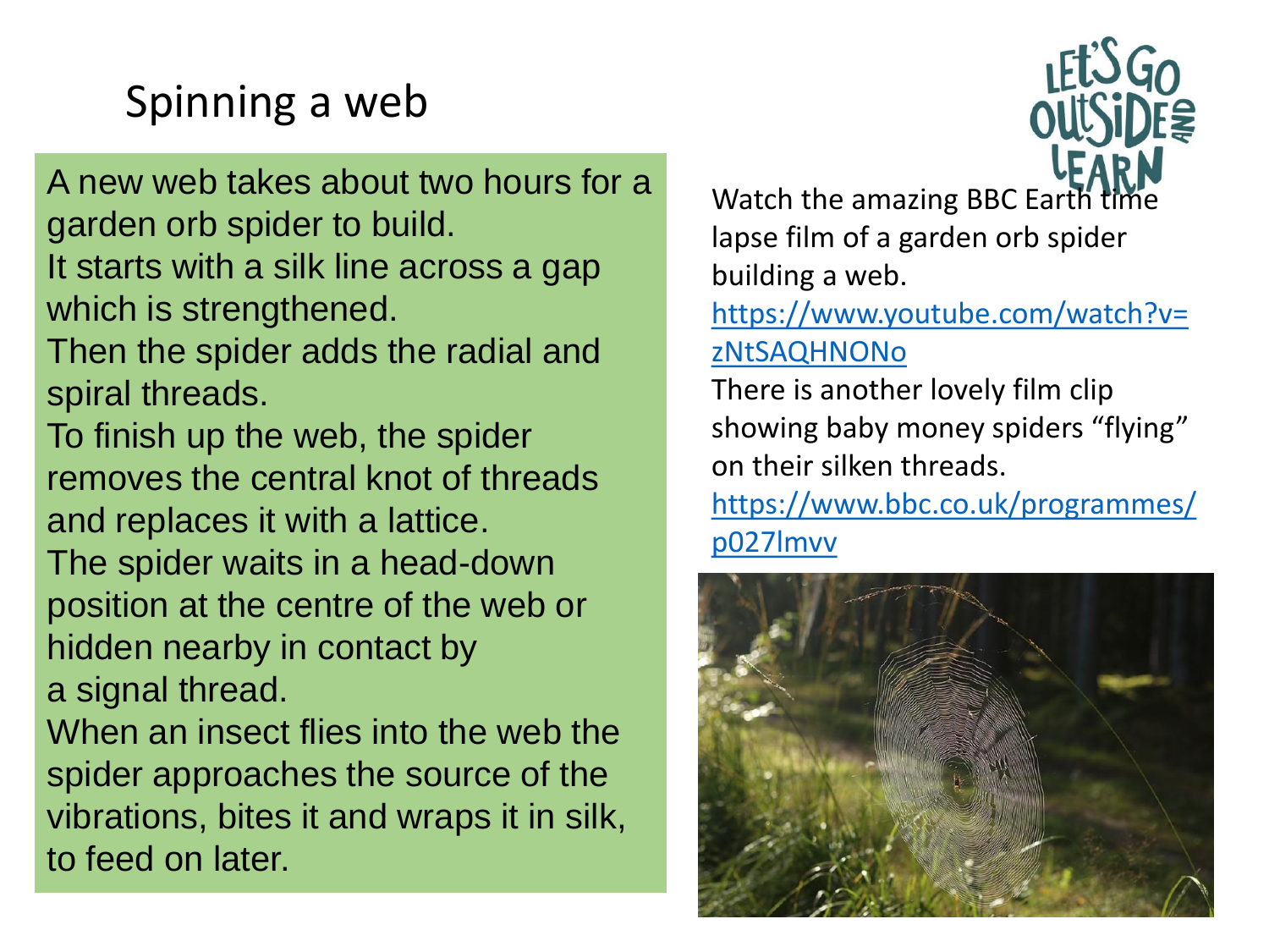# Spinning a web

A new web takes about two hours for a garden orb spider to build.
It starts with a silk line across a gap which is strengthened.
Then the spider adds the radial and spiral threads.
To finish up the web, the spider removes the central knot of threads and replaces it with a lattice.
The spider waits in a head-down position at the centre of the web or hidden nearby in contact by a signal thread.
When an insect flies into the web the spider approaches the source of the vibrations, bites it and wraps it in silk, to feed on later.

Watch the amazing BBC Earth time lapse film of a garden orb spider building a web.
https://www.youtube.com/watch?v=zNtSAQHNONo

There is another lovely film clip showing baby money spiders “flying” on their silken threads.
https://www.bbc.co.uk/programmes/p027lmvv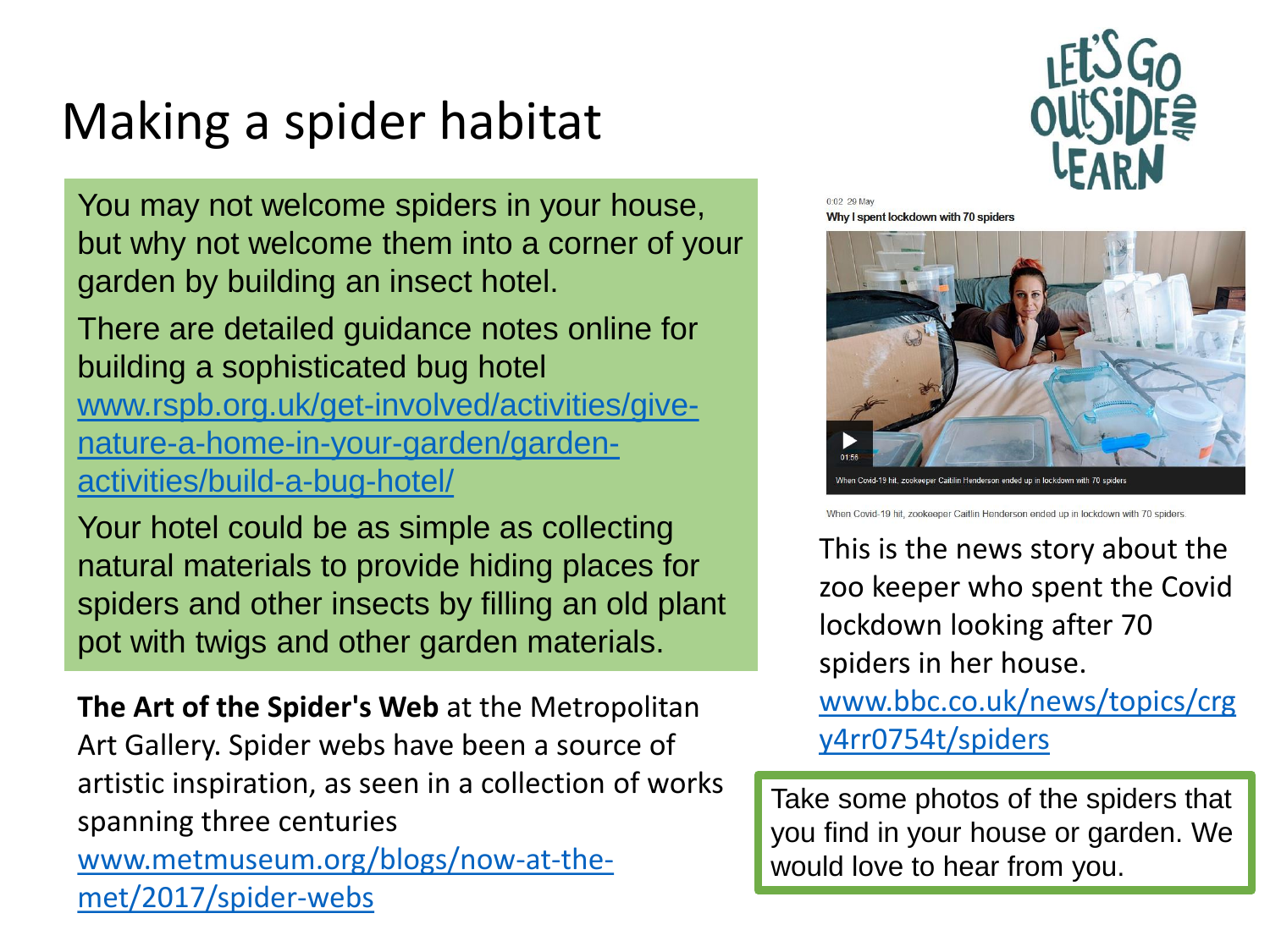# Making a spider habitat

You may not welcome spiders in your house, but why not welcome them into a corner of your garden by building an insect hotel.

There are detailed guidance notes online for building a sophisticated bug hotel www.rspb.org.uk/get-involved/activities/give-nature-a-home-in-your-garden/garden-activities/build-a-bug-hotel/

Your hotel could be as simple as collecting natural materials to provide hiding places for spiders and other insects by filling an old plant pot with twigs and other garden materials.

**The Art of the Spider's Web** at the Metropolitan Art Gallery. Spider webs have been a source of artistic inspiration, as seen in a collection of works spanning three centuries www.metmuseum.org/blogs/now-at-the-met/2017/spider-webs

0:02 29 May

Why I spent lockdown with 70 spiders

When Covid-19 hit, zookeeper Caitlin Henderson ended up in lockdown with 70 spiders.

This is the news story about the zoo keeper who spent the Covid lockdown looking after 70 spiders in her house. www.bbc.co.uk/news/topics/crgy4rr0754t/spiders

Take some photos of the spiders that you find in your house or garden. We would love to hear from you.